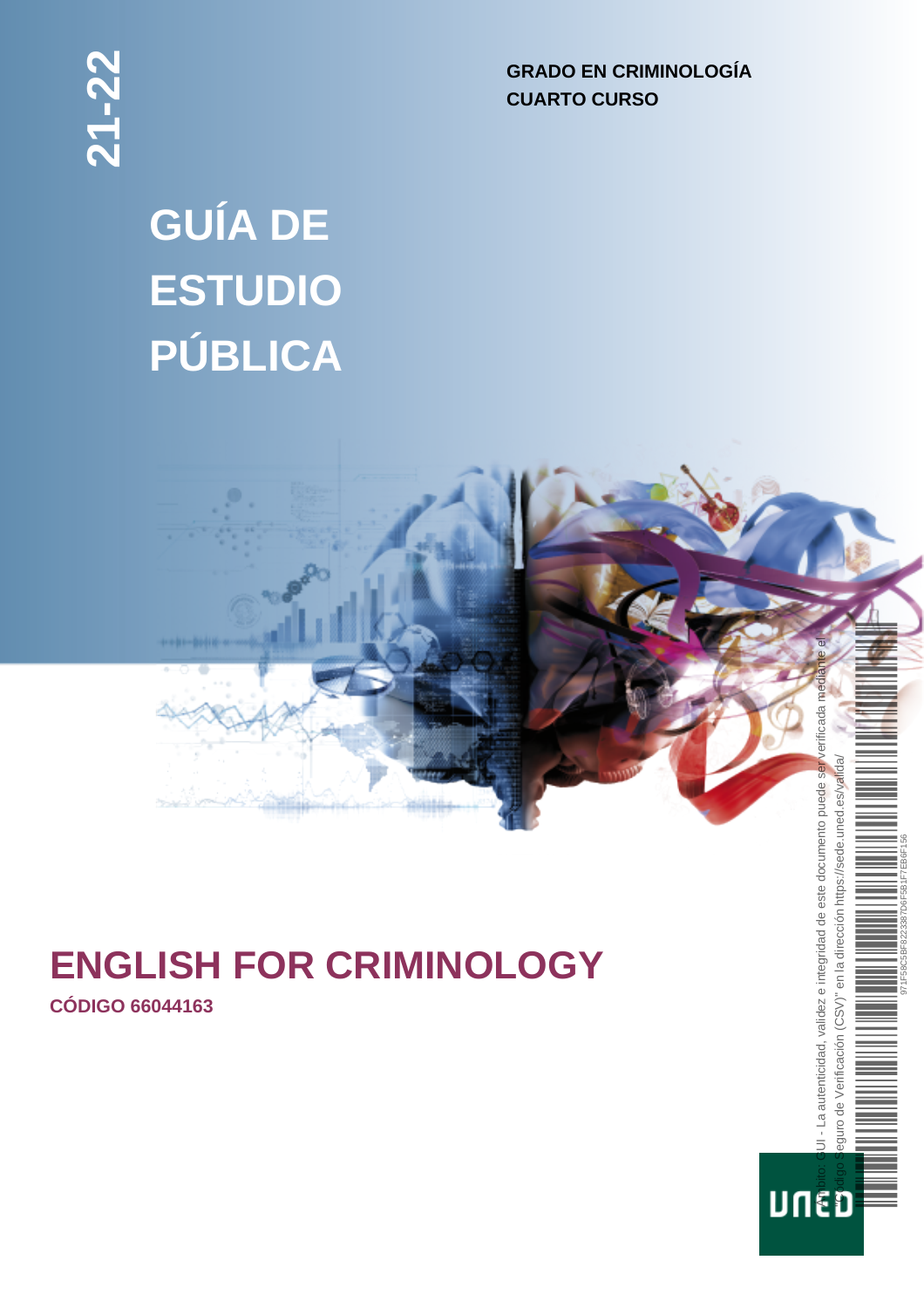21-22

**GRADO EN CRIMINOLOGÍA**
**CUARTO CURSO**

# GUÍA DE ESTUDIO PÚBLICA

# ENGLISH FOR CRIMINOLOGY

**CÓDIGO 66044163**

Ámbito: GUI - La autenticidad, validez e integridad de este documento puede ser verificada mediante el "Código Seguro de Verificación (CSV)" en la dirección https://sede.uned.es/valida/

971F58C5BF82238706F5B1F7EB0F156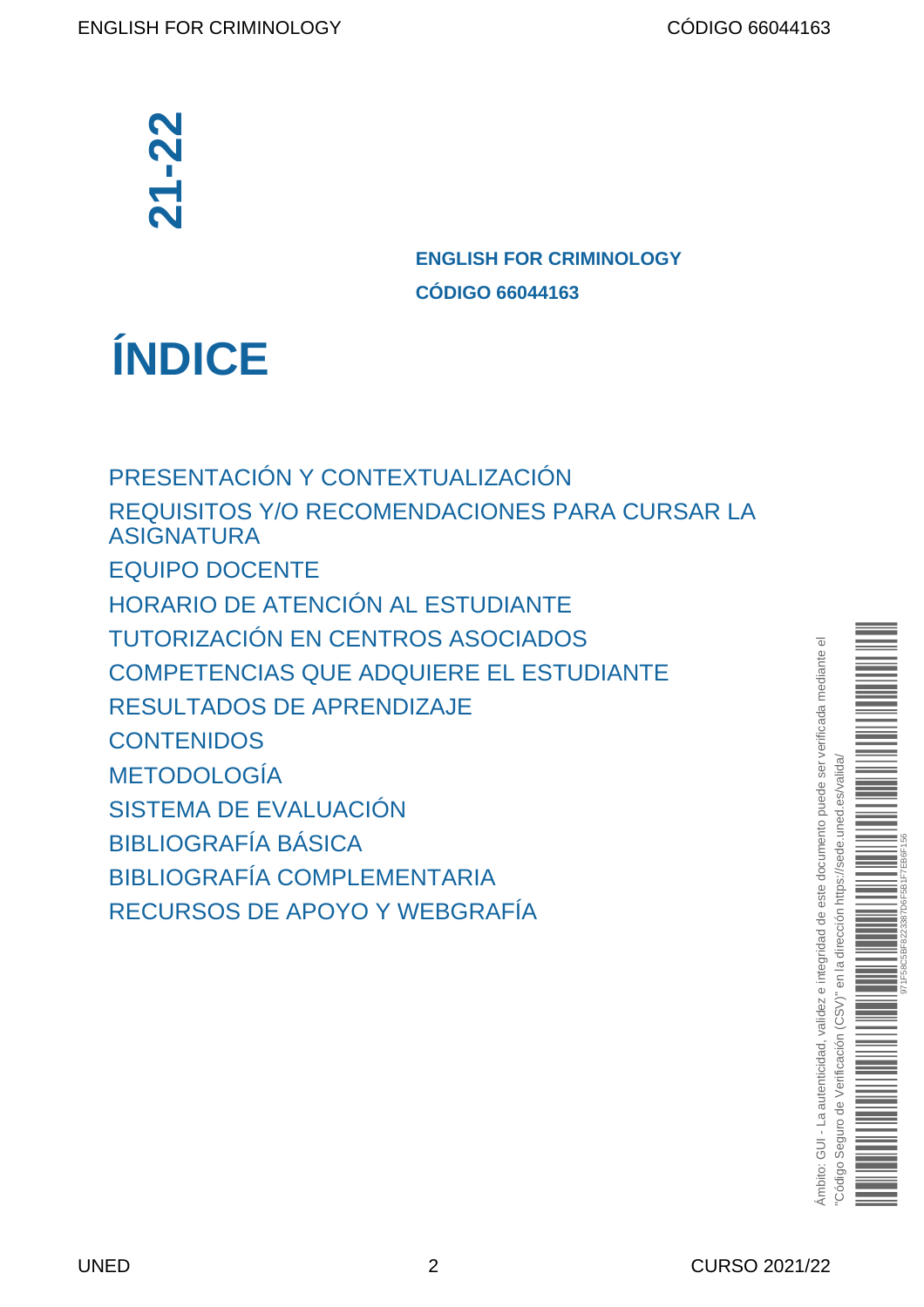21-22

**ENGLISH FOR CRIMINOLOGY**

**CÓDIGO 66044163**

# ÍNDICE

PRESENTACIÓN Y CONTEXTUALIZACIÓN
REQUISITOS Y/O RECOMENDACIONES PARA CURSAR LA ASIGNATURA
EQUIPO DOCENTE
HORARIO DE ATENCIÓN AL ESTUDIANTE
TUTORIZACIÓN EN CENTROS ASOCIADOS
COMPETENCIAS QUE ADQUIERE EL ESTUDIANTE
RESULTADOS DE APRENDIZAJE
CONTENIDOS
METODOLOGÍA
SISTEMA DE EVALUACIÓN
BIBLIOGRAFÍA BÁSICA
BIBLIOGRAFÍA COMPLEMENTARIA
RECURSOS DE APOYO Y WEBGRAFÍA

Ámbito: GUI - La autenticidad, validez e integridad de este documento puede ser verificada mediante el "Código Seguro de Verificación (CSV)" en la dirección https://sede.uned.es/valida/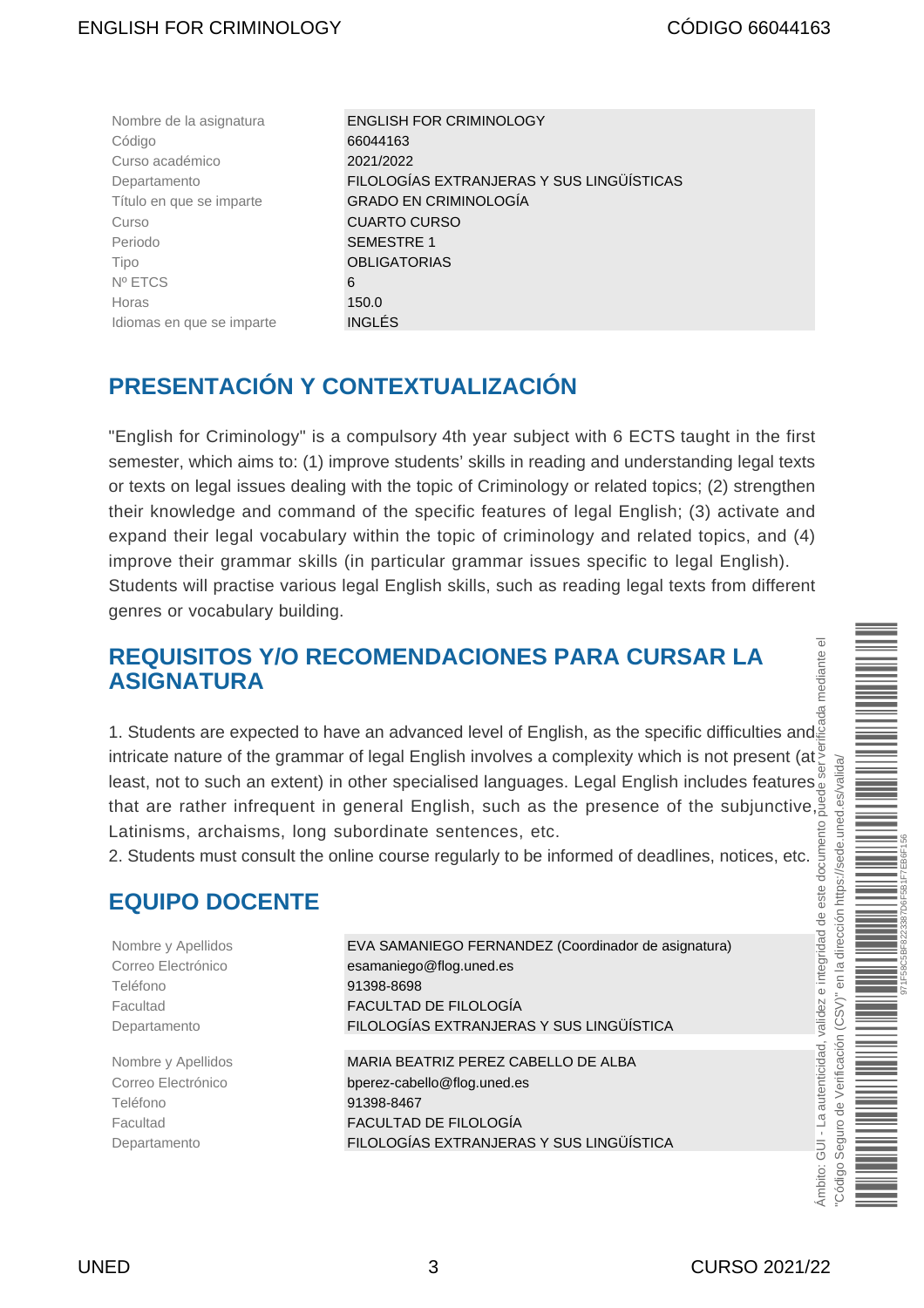| | |
|---|---|
| Nombre de la asignatura | ENGLISH FOR CRIMINOLOGY |
| Código | 66044163 |
| Curso académico | 2021/2022 |
| Departamento | FILOLOGÍAS EXTRANJERAS Y SUS LINGÜÍSTICAS |
| Título en que se imparte | GRADO EN CRIMINOLOGÍA |
| Curso | CUARTO CURSO |
| Periodo | SEMESTRE 1 |
| Tipo | OBLIGATORIAS |
| Nº ETCS | 6 |
| Horas | 150.0 |
| Idiomas en que se imparte | INGLÉS |

## PRESENTACIÓN Y CONTEXTUALIZACIÓN

"English for Criminology" is a compulsory 4th year subject with 6 ECTS taught in the first semester, which aims to: (1) improve students' skills in reading and understanding legal texts or texts on legal issues dealing with the topic of Criminology or related topics; (2) strengthen their knowledge and command of the specific features of legal English; (3) activate and expand their legal vocabulary within the topic of criminology and related topics, and (4) improve their grammar skills (in particular grammar issues specific to legal English). Students will practise various legal English skills, such as reading legal texts from different genres or vocabulary building.

## REQUISITOS Y/O RECOMENDACIONES PARA CURSAR LA ASIGNATURA

1. Students are expected to have an advanced level of English, as the specific difficulties and intricate nature of the grammar of legal English involves a complexity which is not present (at least, not to such an extent) in other specialised languages. Legal English includes features that are rather infrequent in general English, such as the presence of the subjunctive, Latinisms, archaisms, long subordinate sentences, etc.
2. Students must consult the online course regularly to be informed of deadlines, notices, etc.

## EQUIPO DOCENTE

| | |
|---|---|
| Nombre y Apellidos | EVA SAMANIEGO FERNANDEZ (Coordinador de asignatura) |
| Correo Electrónico | esamaniego@flog.uned.es |
| Teléfono | 91398-8698 |
| Facultad | FACULTAD DE FILOLOGÍA |
| Departamento | FILOLOGÍAS EXTRANJERAS Y SUS LINGÜÍSTICA |

| | |
|---|---|
| Nombre y Apellidos | MARIA BEATRIZ PEREZ CABELLO DE ALBA |
| Correo Electrónico | bperez-cabello@flog.uned.es |
| Teléfono | 91398-8467 |
| Facultad | FACULTAD DE FILOLOGÍA |
| Departamento | FILOLOGÍAS EXTRANJERAS Y SUS LINGÜÍSTICA |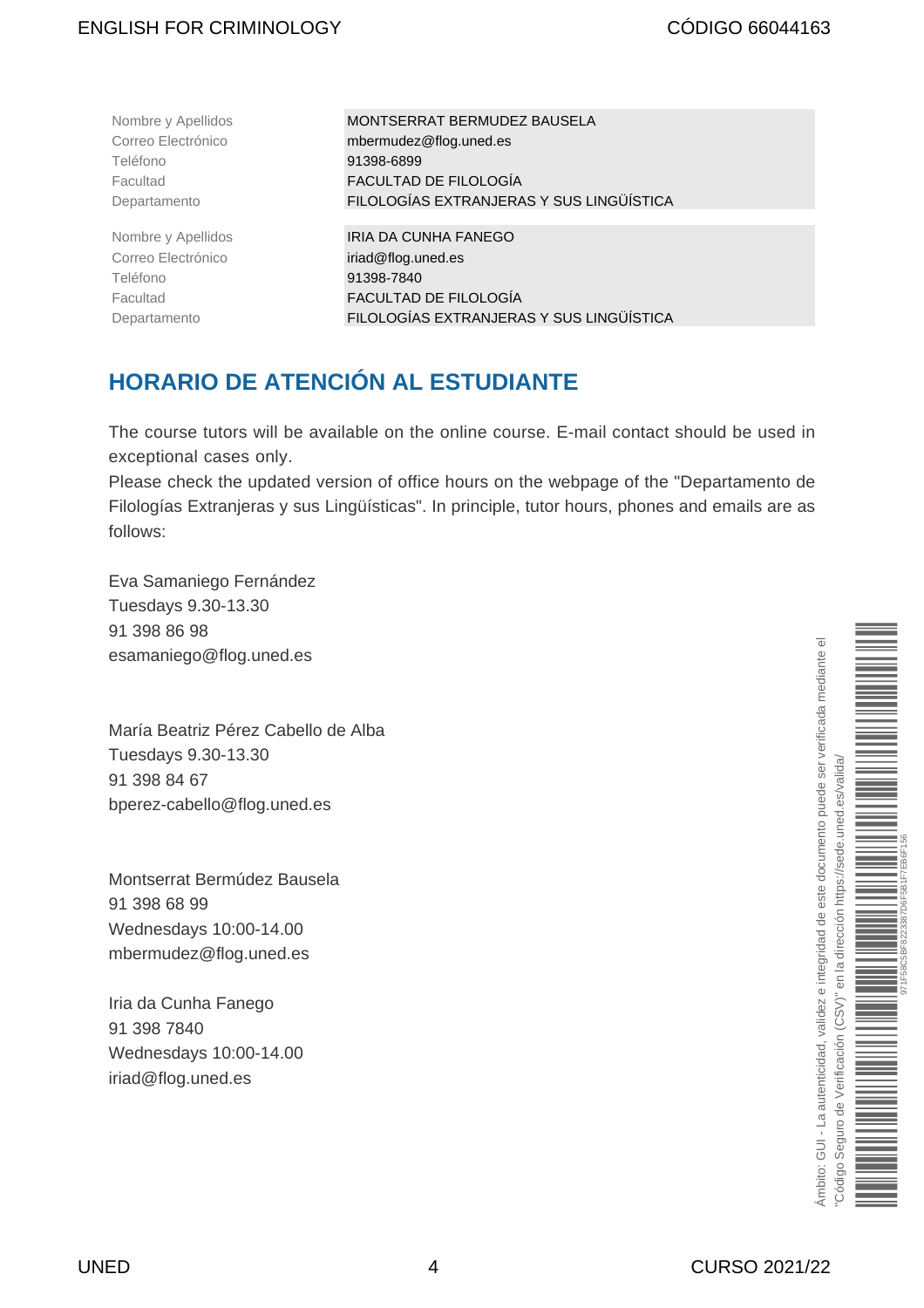| | |
|---|---|
| Nombre y Apellidos | MONTSERRAT BERMUDEZ BAUSELA |
| Correo Electrónico | mbermudez@flog.uned.es |
| Teléfono | 91398-6899 |
| Facultad | FACULTAD DE FILOLOGÍA |
| Departamento | FILOLOGÍAS EXTRANJERAS Y SUS LINGÜÍSTICA |

| | |
|---|---|
| Nombre y Apellidos | IRIA DA CUNHA FANEGO |
| Correo Electrónico | iriad@flog.uned.es |
| Teléfono | 91398-7840 |
| Facultad | FACULTAD DE FILOLOGÍA |
| Departamento | FILOLOGÍAS EXTRANJERAS Y SUS LINGÜÍSTICA |

## HORARIO DE ATENCIÓN AL ESTUDIANTE

The course tutors will be available on the online course. E-mail contact should be used in exceptional cases only.

Please check the updated version of office hours on the webpage of the "Departamento de Filologías Extranjeras y sus Lingüísticas". In principle, tutor hours, phones and emails are as follows:

Eva Samaniego Fernández
Tuesdays 9.30-13.30
91 398 86 98
esamaniego@flog.uned.es

María Beatriz Pérez Cabello de Alba
Tuesdays 9.30-13.30
91 398 84 67
bperez-cabello@flog.uned.es

Montserrat Bermúdez Bausela
91 398 68 99
Wednesdays 10:00-14.00
mbermudez@flog.uned.es

Iria da Cunha Fanego
91 398 7840
Wednesdays 10:00-14.00
iriad@flog.uned.es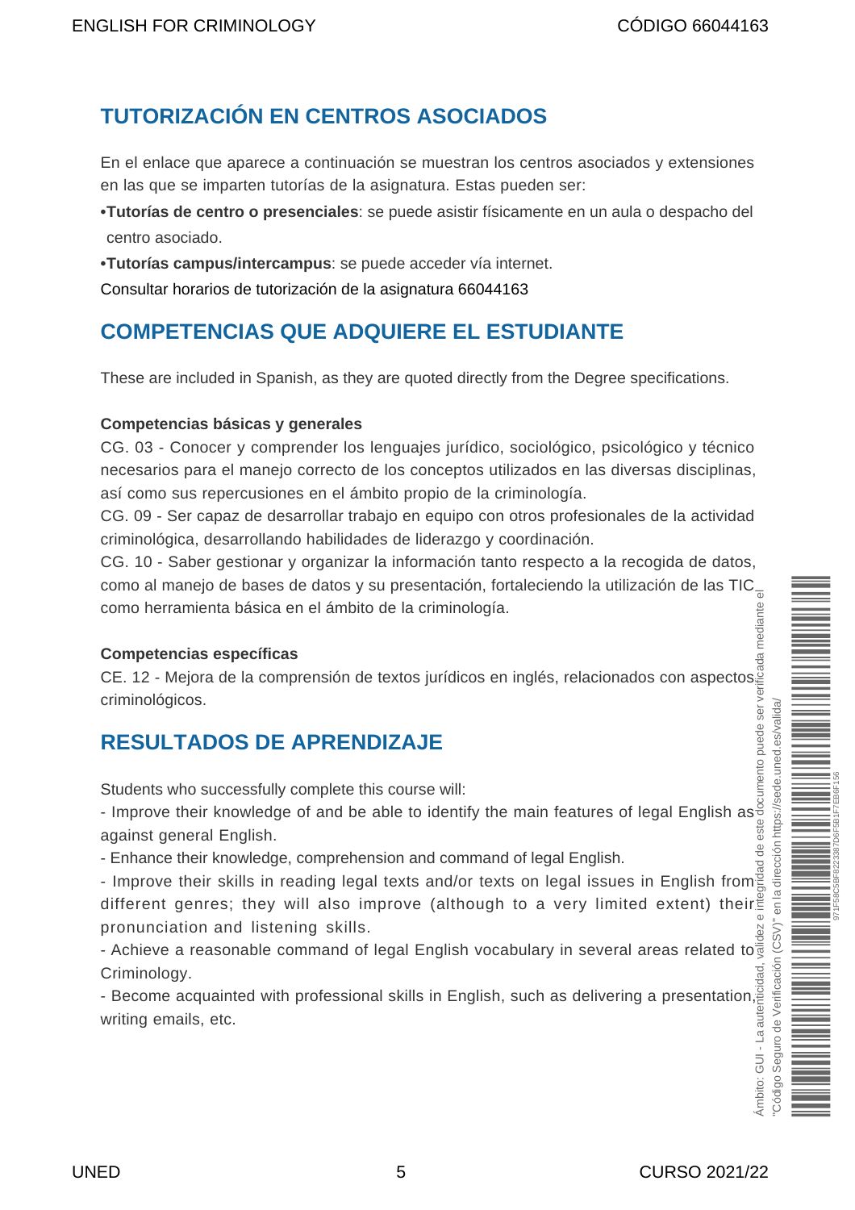## TUTORIZACIÓN EN CENTROS ASOCIADOS

En el enlace que aparece a continuación se muestran los centros asociados y extensiones en las que se imparten tutorías de la asignatura. Estas pueden ser:

•**Tutorías de centro o presenciales**: se puede asistir físicamente en un aula o despacho del centro asociado.

•**Tutorías campus/intercampus**: se puede acceder vía internet.

Consultar horarios de tutorización de la asignatura 66044163

## COMPETENCIAS QUE ADQUIERE EL ESTUDIANTE

These are included in Spanish, as they are quoted directly from the Degree specifications.

**Competencias básicas y generales**

CG. 03 - Conocer y comprender los lenguajes jurídico, sociológico, psicológico y técnico necesarios para el manejo correcto de los conceptos utilizados en las diversas disciplinas, así como sus repercusiones en el ámbito propio de la criminología.

CG. 09 - Ser capaz de desarrollar trabajo en equipo con otros profesionales de la actividad criminológica, desarrollando habilidades de liderazgo y coordinación.

CG. 10 - Saber gestionar y organizar la información tanto respecto a la recogida de datos, como al manejo de bases de datos y su presentación, fortaleciendo la utilización de las TIC como herramienta básica en el ámbito de la criminología.

**Competencias específicas**

CE. 12 - Mejora de la comprensión de textos jurídicos en inglés, relacionados con aspectos criminológicos.

## RESULTADOS DE APRENDIZAJE

Students who successfully complete this course will:

- Improve their knowledge of and be able to identify the main features of legal English as against general English.
- Enhance their knowledge, comprehension and command of legal English.
- Improve their skills in reading legal texts and/or texts on legal issues in English from different genres; they will also improve (although to a very limited extent) their pronunciation and listening skills.
- Achieve a reasonable command of legal English vocabulary in several areas related to Criminology.
- Become acquainted with professional skills in English, such as delivering a presentation, writing emails, etc.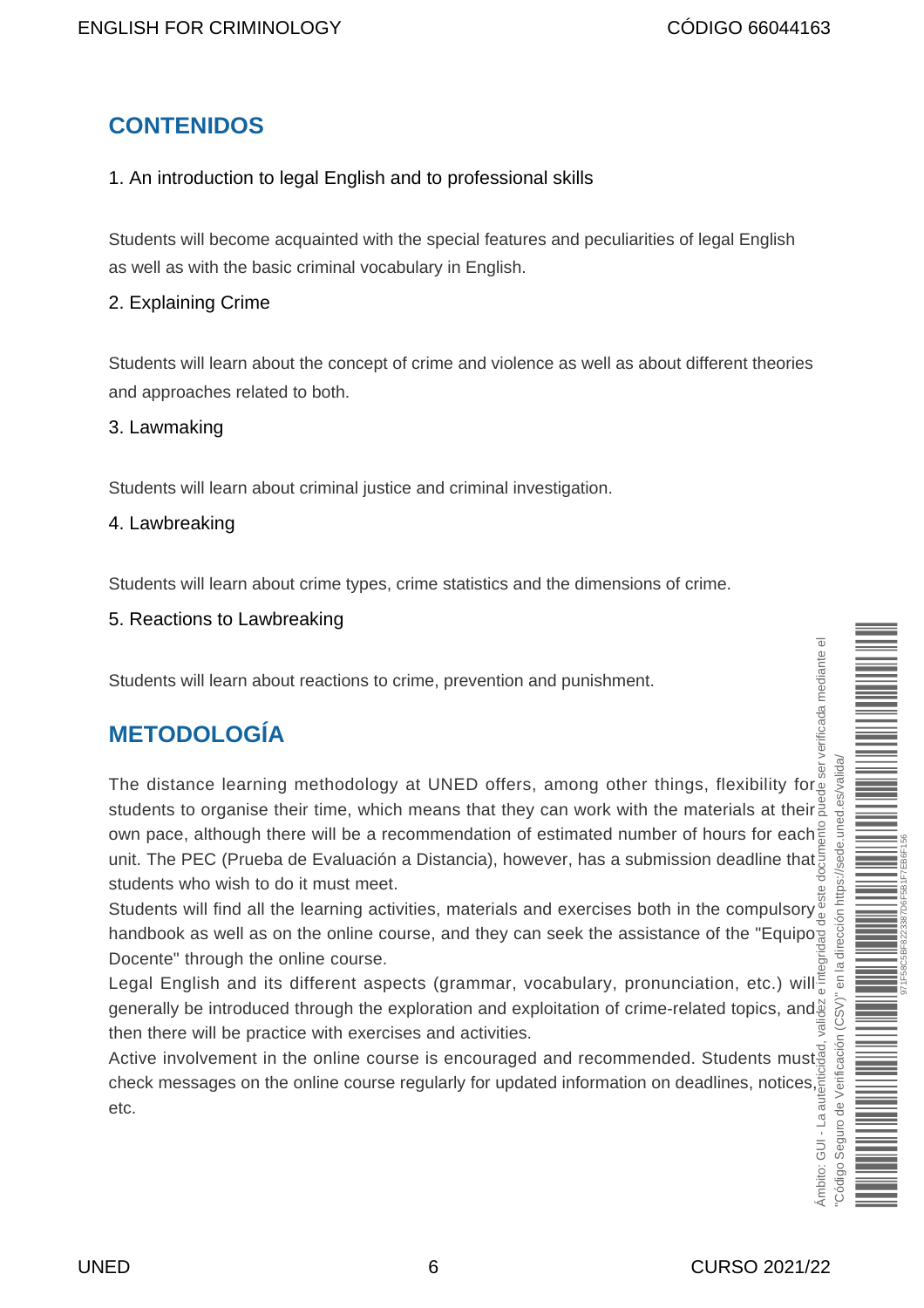## CONTENIDOS

### 1. An introduction to legal English and to professional skills

Students will become acquainted with the special features and peculiarities of legal English as well as with the basic criminal vocabulary in English.

### 2. Explaining Crime

Students will learn about the concept of crime and violence as well as about different theories and approaches related to both.

### 3. Lawmaking

Students will learn about criminal justice and criminal investigation.

### 4. Lawbreaking

Students will learn about crime types, crime statistics and the dimensions of crime.

### 5. Reactions to Lawbreaking

Students will learn about reactions to crime, prevention and punishment.

## METODOLOGÍA

The distance learning methodology at UNED offers, among other things, flexibility for students to organise their time, which means that they can work with the materials at their own pace, although there will be a recommendation of estimated number of hours for each unit. The PEC (Prueba de Evaluación a Distancia), however, has a submission deadline that students who wish to do it must meet.

Students will find all the learning activities, materials and exercises both in the compulsory handbook as well as on the online course, and they can seek the assistance of the "Equipo Docente" through the online course.

Legal English and its different aspects (grammar, vocabulary, pronunciation, etc.) will generally be introduced through the exploration and exploitation of crime-related topics, and then there will be practice with exercises and activities.

Active involvement in the online course is encouraged and recommended. Students must check messages on the online course regularly for updated information on deadlines, notices, etc.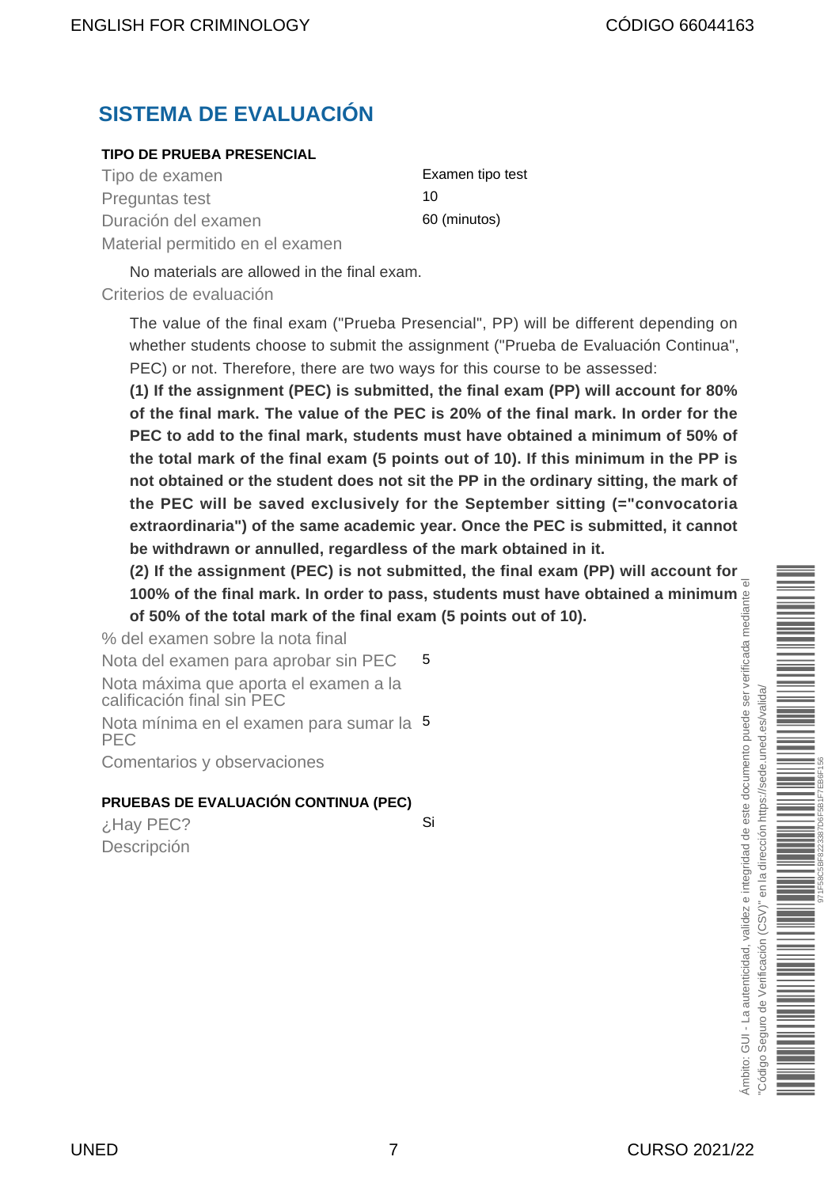## SISTEMA DE EVALUACIÓN

### TIPO DE PRUEBA PRESENCIAL

| | |
|---|---|
| Tipo de examen | Examen tipo test |
| Preguntas test | 10 |
| Duración del examen | 60 (minutos) |
| Material permitido en el examen | |

No materials are allowed in the final exam.

Criterios de evaluación

The value of the final exam ("Prueba Presencial", PP) will be different depending on whether students choose to submit the assignment ("Prueba de Evaluación Continua", PEC) or not. Therefore, there are two ways for this course to be assessed:

**(1) If the assignment (PEC) is submitted, the final exam (PP) will account for 80% of the final mark. The value of the PEC is 20% of the final mark. In order for the PEC to add to the final mark, students must have obtained a minimum of 50% of the total mark of the final exam (5 points out of 10). If this minimum in the PP is not obtained or the student does not sit the PP in the ordinary sitting, the mark of the PEC will be saved exclusively for the September sitting (="convocatoria extraordinaria") of the same academic year. Once the PEC is submitted, it cannot be withdrawn or annulled, regardless of the mark obtained in it.**

**(2) If the assignment (PEC) is not submitted, the final exam (PP) will account for 100% of the final mark. In order to pass, students must have obtained a minimum of 50% of the total mark of the final exam (5 points out of 10).**

| | |
|---|---|
| % del examen sobre la nota final | |
| Nota del examen para aprobar sin PEC | 5 |
| Nota máxima que aporta el examen a la calificación final sin PEC | |
| Nota mínima en el examen para sumar la PEC | 5 |
| Comentarios y observaciones | |

### PRUEBAS DE EVALUACIÓN CONTINUA (PEC)

| | |
|---|---|
| ¿Hay PEC? | Si |
| Descripción | |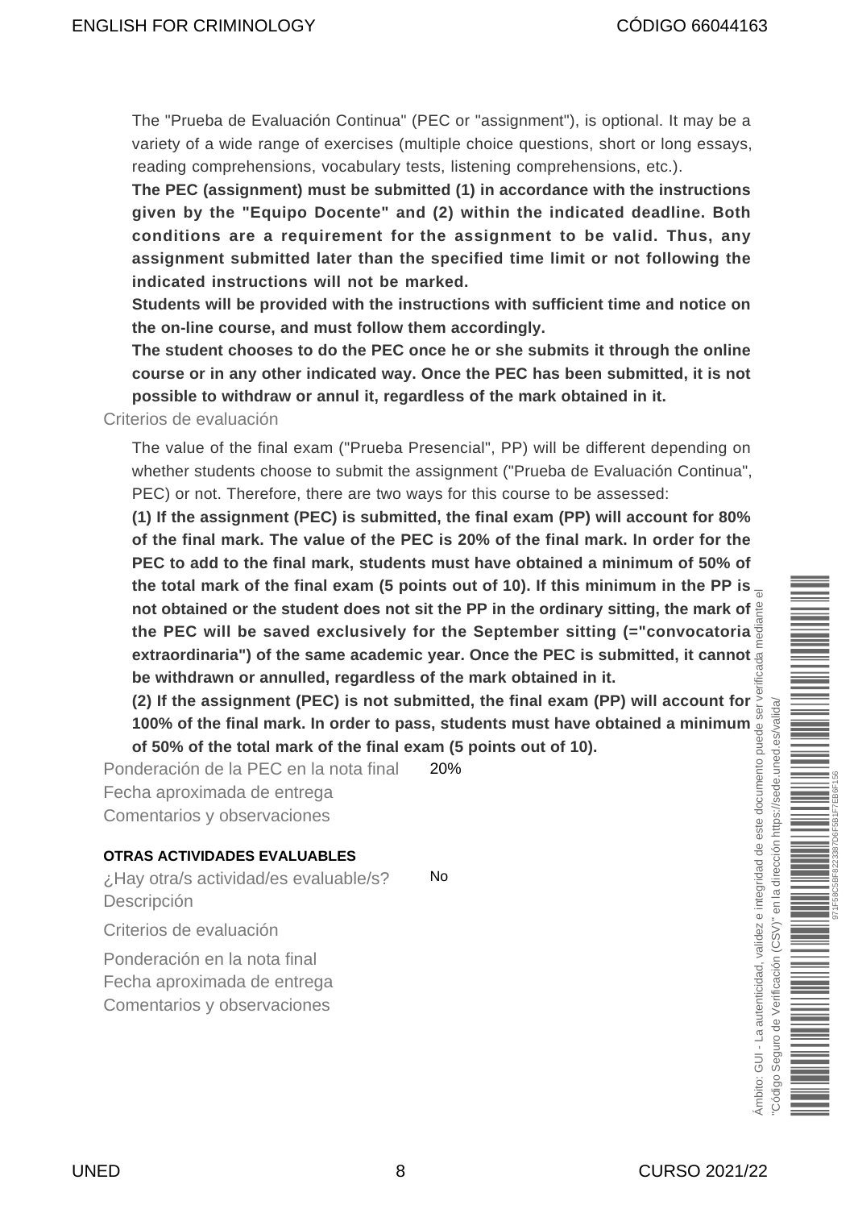The "Prueba de Evaluación Continua" (PEC or "assignment"), is optional. It may be a variety of a wide range of exercises (multiple choice questions, short or long essays, reading comprehensions, vocabulary tests, listening comprehensions, etc.).

**The PEC (assignment) must be submitted (1) in accordance with the instructions given by the "Equipo Docente" and (2) within the indicated deadline. Both conditions are a requirement for the assignment to be valid. Thus, any assignment submitted later than the specified time limit or not following the indicated instructions will not be marked.**

**Students will be provided with the instructions with sufficient time and notice on the on-line course, and must follow them accordingly.**

**The student chooses to do the PEC once he or she submits it through the online course or in any other indicated way. Once the PEC has been submitted, it is not possible to withdraw or annul it, regardless of the mark obtained in it.**

Criterios de evaluación

The value of the final exam ("Prueba Presencial", PP) will be different depending on whether students choose to submit the assignment ("Prueba de Evaluación Continua", PEC) or not. Therefore, there are two ways for this course to be assessed:

**(1) If the assignment (PEC) is submitted, the final exam (PP) will account for 80% of the final mark. The value of the PEC is 20% of the final mark. In order for the PEC to add to the final mark, students must have obtained a minimum of 50% of the total mark of the final exam (5 points out of 10). If this minimum in the PP is not obtained or the student does not sit the PP in the ordinary sitting, the mark of the PEC will be saved exclusively for the September sitting (="convocatoria extraordinaria") of the same academic year. Once the PEC is submitted, it cannot be withdrawn or annulled, regardless of the mark obtained in it.**

**(2) If the assignment (PEC) is not submitted, the final exam (PP) will account for 100% of the final mark. In order to pass, students must have obtained a minimum of 50% of the total mark of the final exam (5 points out of 10).**

Ponderación de la PEC en la nota final: 20%

Fecha aproximada de entrega

Comentarios y observaciones

### OTRAS ACTIVIDADES EVALUABLES

¿Hay otra/s actividad/es evaluable/s? No

Descripción

Criterios de evaluación

Ponderación en la nota final

Fecha aproximada de entrega

Comentarios y observaciones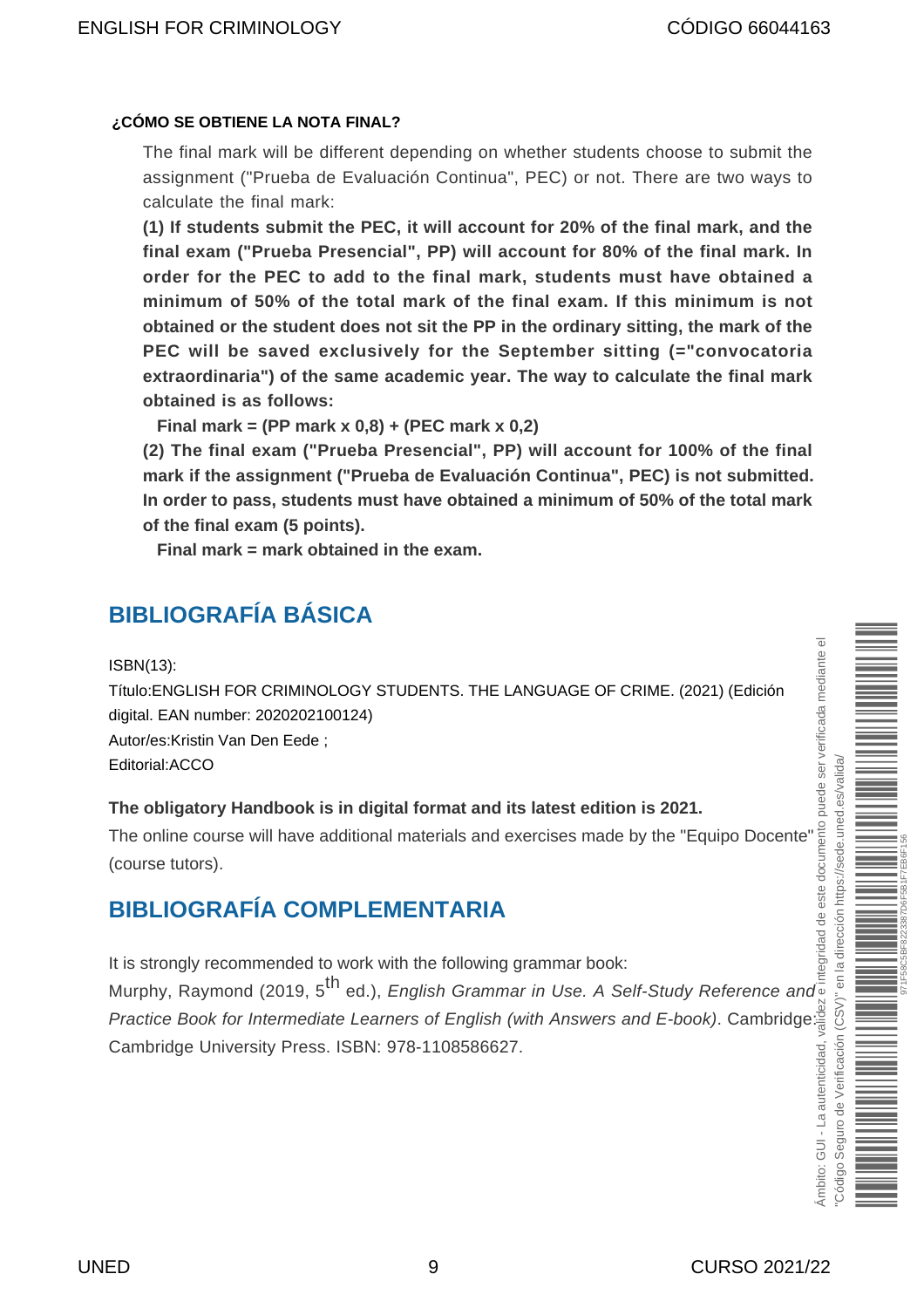**¿CÓMO SE OBTIENE LA NOTA FINAL?**

The final mark will be different depending on whether students choose to submit the assignment ("Prueba de Evaluación Continua", PEC) or not. There are two ways to calculate the final mark:

**(1) If students submit the PEC, it will account for 20% of the final mark, and the final exam ("Prueba Presencial", PP) will account for 80% of the final mark. In order for the PEC to add to the final mark, students must have obtained a minimum of 50% of the total mark of the final exam. If this minimum is not obtained or the student does not sit the PP in the ordinary sitting, the mark of the PEC will be saved exclusively for the September sitting (="convocatoria extraordinaria") of the same academic year. The way to calculate the final mark obtained is as follows:**

**Final mark = (PP mark x 0,8) + (PEC mark x 0,2)**

**(2) The final exam ("Prueba Presencial", PP) will account for 100% of the final mark if the assignment ("Prueba de Evaluación Continua", PEC) is not submitted. In order to pass, students must have obtained a minimum of 50% of the total mark of the final exam (5 points).**

**Final mark = mark obtained in the exam.**

## BIBLIOGRAFÍA BÁSICA

ISBN(13):
Título:ENGLISH FOR CRIMINOLOGY STUDENTS. THE LANGUAGE OF CRIME. (2021) (Edición digital. EAN number: 2020202100124)
Autor/es:Kristin Van Den Eede ;
Editorial:ACCO

**The obligatory Handbook is in digital format and its latest edition is 2021.**

The online course will have additional materials and exercises made by the "Equipo Docente" (course tutors).

## BIBLIOGRAFÍA COMPLEMENTARIA

It is strongly recommended to work with the following grammar book:

Murphy, Raymond (2019, 5th ed.), *English Grammar in Use. A Self-Study Reference and Practice Book for Intermediate Learners of English (with Answers and E-book)*. Cambridge: Cambridge University Press. ISBN: 978-1108586627.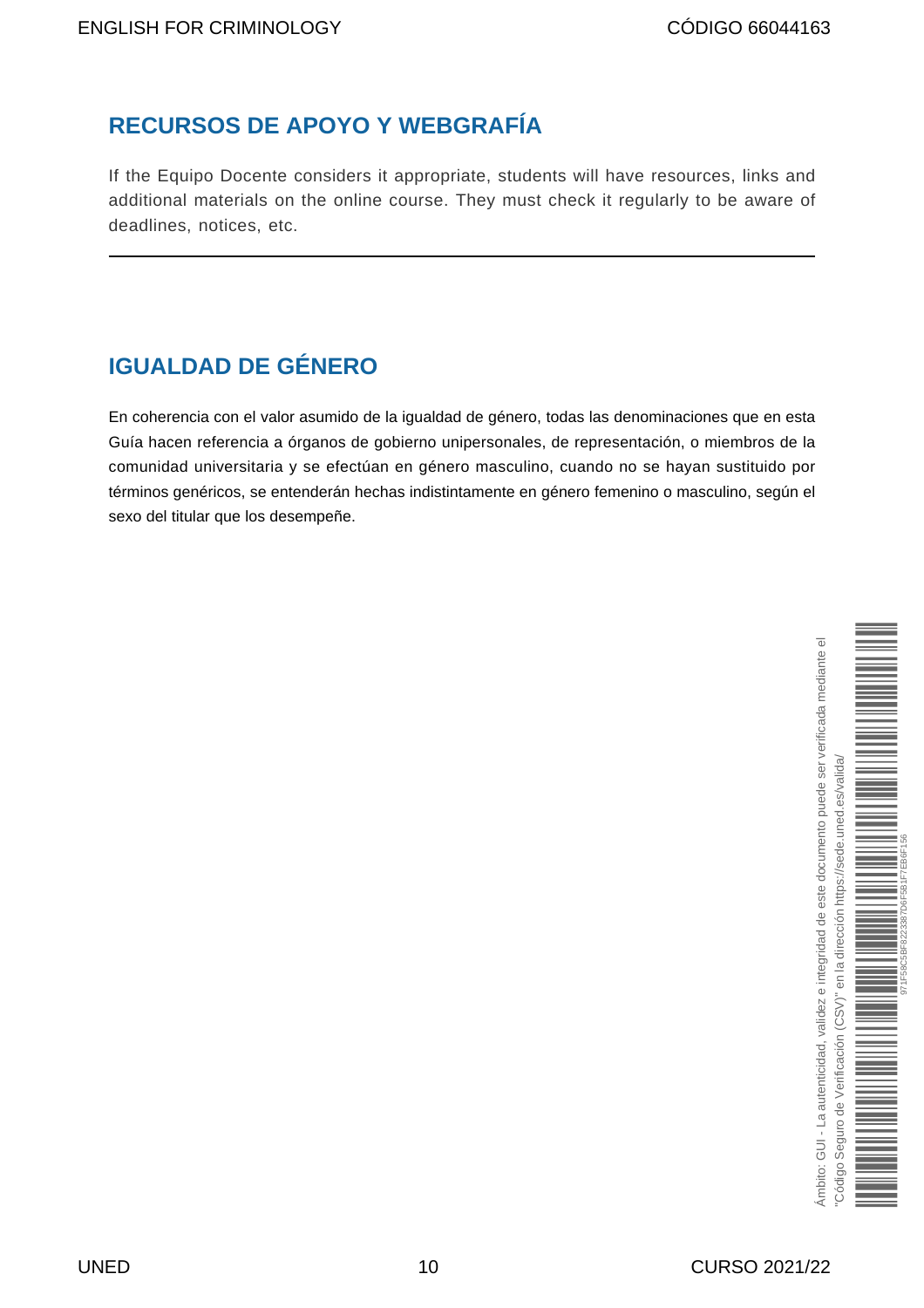## RECURSOS DE APOYO Y WEBGRAFÍA

If the Equipo Docente considers it appropriate, students will have resources, links and additional materials on the online course. They must check it regularly to be aware of deadlines, notices, etc.

## IGUALDAD DE GÉNERO

En coherencia con el valor asumido de la igualdad de género, todas las denominaciones que en esta Guía hacen referencia a órganos de gobierno unipersonales, de representación, o miembros de la comunidad universitaria y se efectúan en género masculino, cuando no se hayan sustituido por términos genéricos, se entenderán hechas indistintamente en género femenino o masculino, según el sexo del titular que los desempeñe.